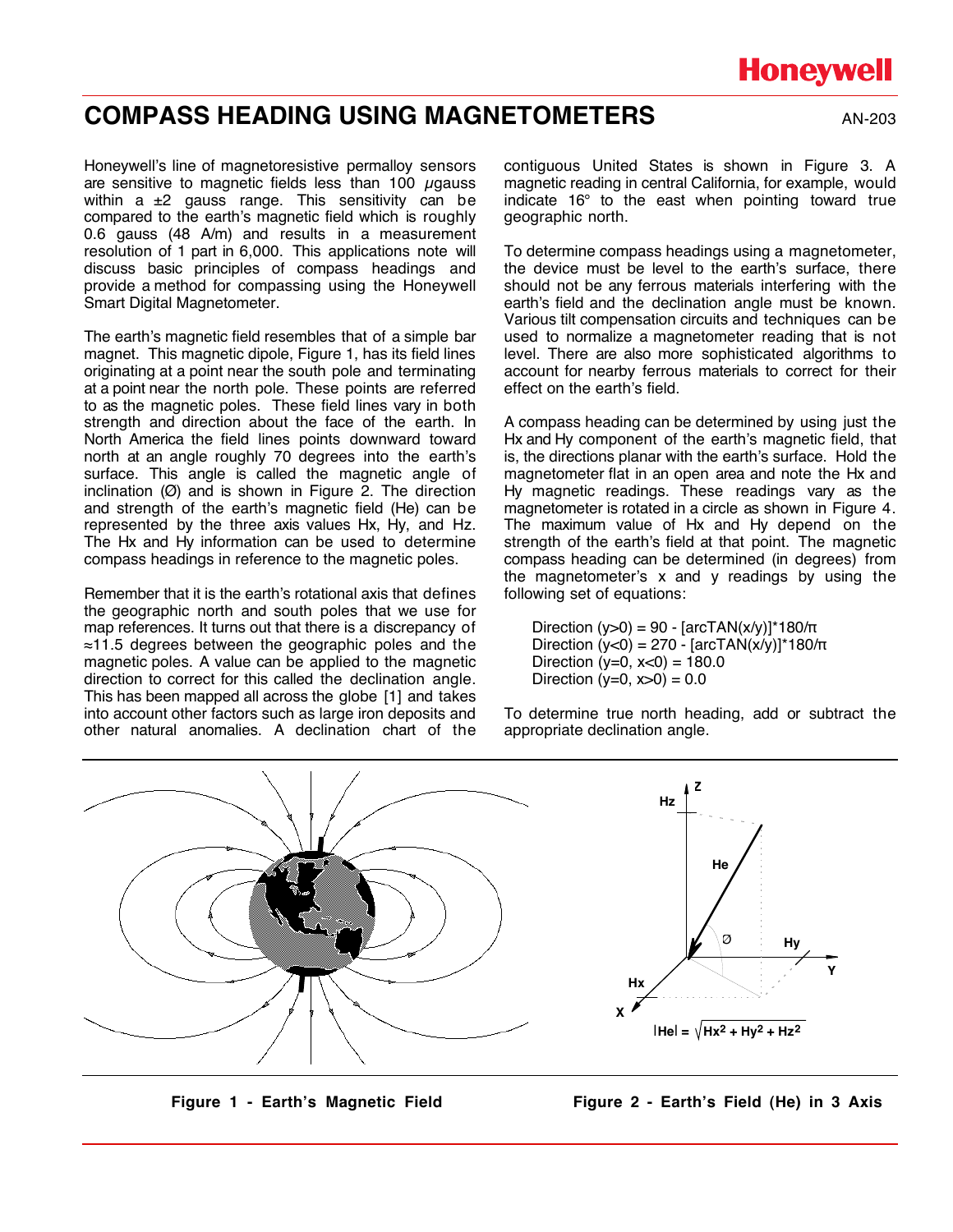# COMPASS HEADING USING MAGNETOMETERS

AN-203

Honeywell's line of magnetoresistive permalloy sensors are sensitive to magnetic fields less than 100 $\mu$gauss within a ±2 gauss range. This sensitivity can be compared to the earth's magnetic field which is roughly 0.6 gauss (48 A/m) and results in a measurement resolution of 1 part in 6,000. This applications note will discuss basic principles of compass headings and provide a method for compassing using the Honeywell Smart Digital Magnetometer.

The earth's magnetic field resembles that of a simple bar magnet. This magnetic dipole, Figure 1, has its field lines originating at a point near the south pole and terminating at a point near the north pole. These points are referred to as the magnetic poles. These field lines vary in both strength and direction about the face of the earth. In North America the field lines points downward toward north at an angle roughly 70 degrees into the earth's surface. This angle is called the magnetic angle of inclination (Ø) and is shown in Figure 2. The direction and strength of the earth's magnetic field (He) can be represented by the three axis values Hx, Hy, and Hz. The Hx and Hy information can be used to determine compass headings in reference to the magnetic poles.

Remember that it is the earth's rotational axis that defines the geographic north and south poles that we use for map references. It turns out that there is a discrepancy of ≈11.5 degrees between the geographic poles and the magnetic poles. A value can be applied to the magnetic direction to correct for this called the declination angle. This has been mapped all across the globe [1] and takes into account other factors such as large iron deposits and other natural anomalies. A declination chart of the contiguous United States is shown in Figure 3. A magnetic reading in central California, for example, would indicate 16° to the east when pointing toward true geographic north.

To determine compass headings using a magnetometer, the device must be level to the earth's surface, there should not be any ferrous materials interfering with the earth's field and the declination angle must be known. Various tilt compensation circuits and techniques can be used to normalize a magnetometer reading that is not level. There are also more sophisticated algorithms to account for nearby ferrous materials to correct for their effect on the earth's field.

A compass heading can be determined by using just the Hx and Hy component of the earth's magnetic field, that is, the directions planar with the earth's surface. Hold the magnetometer flat in an open area and note the Hx and Hy magnetic readings. These readings vary as the magnetometer is rotated in a circle as shown in Figure 4. The maximum value of Hx and Hy depend on the strength of the earth's field at that point. The magnetic compass heading can be determined (in degrees) from the magnetometer's x and y readings by using the following set of equations:

$$\text{Direction } (y>0) = 90 - [\arctan(x/y)]*180/\pi$$
$$\text{Direction } (y<0) = 270 - [\arctan(x/y)]*180/\pi$$
$$\text{Direction } (y=0, x<0) = 180.0$$
$$\text{Direction } (y=0, x>0) = 0.0$$

To determine true north heading, add or subtract the appropriate declination angle.

**Figure 1 - Earth's Magnetic Field**

$$|He| = \sqrt{Hx^2 + Hy^2 + Hz^2}$$

**Figure 2 - Earth's Field (He) in 3 Axis**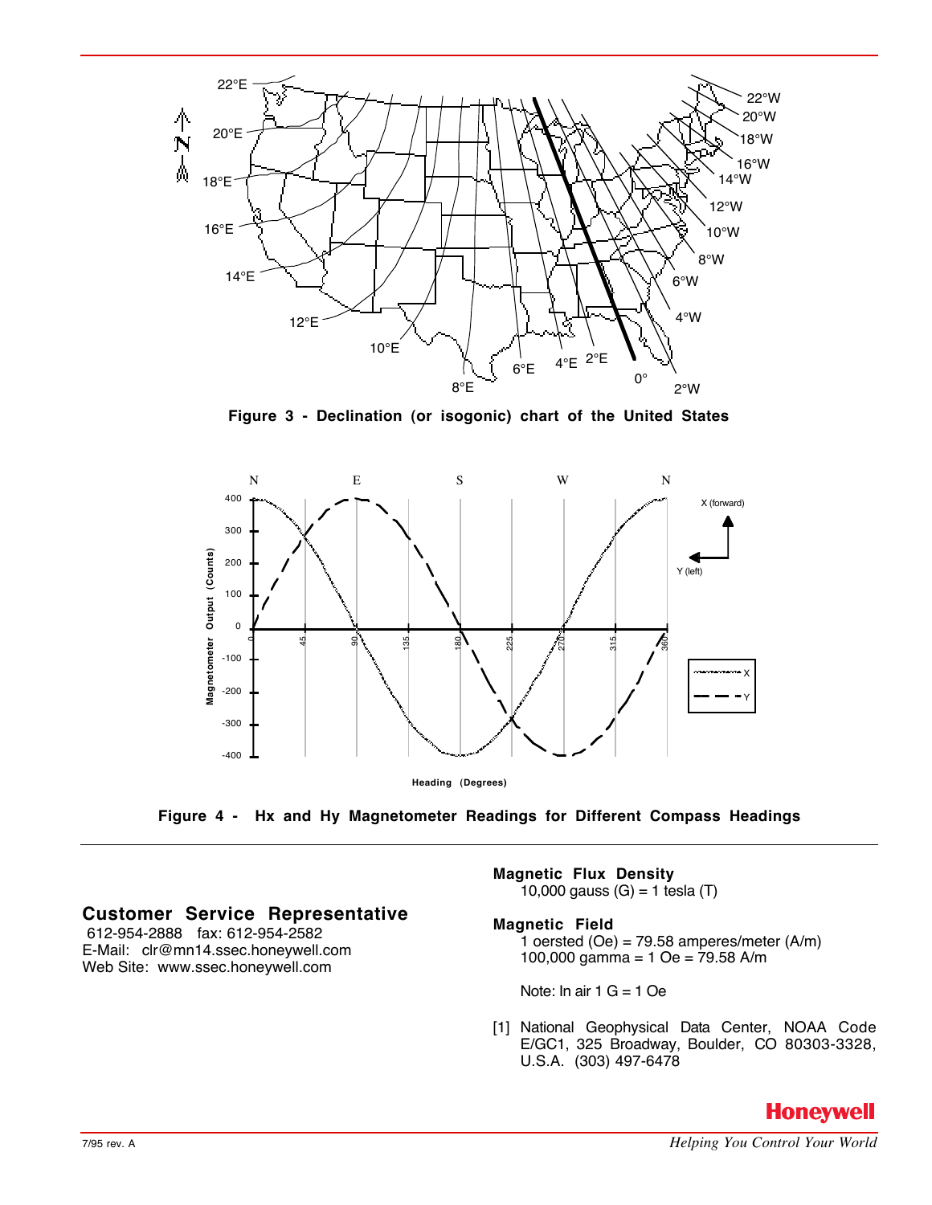22°E
20°E
18°E
16°E
14°E
12°E
10°E
8°E
6°E
4°E
2°E
0°
2°W
4°W
6°W
8°W
10°W
12°W
14°W
16°W
18°W
20°W
22°W
N

**Figure 3 - Declination (or isogonic) chart of the United States**

N E S W N
400
300
200
100
0
-100
-200
-300
-400
0 45 90 135 180 225 270 315 360
Magnetometer Output (Counts)
Heading (Degrees)
X (forward)
Y (left)
X
Y

**Figure 4 - Hx and Hy Magnetometer Readings for Different Compass Headings**

### Customer Service Representative

612-954-2888 fax: 612-954-2582
E-Mail: clr@mn14.ssec.honeywell.com
Web Site: www.ssec.honeywell.com

**Magnetic Flux Density**
10,000 gauss (G) = 1 tesla (T)

**Magnetic Field**
1 oersted (Oe) = 79.58 amperes/meter (A/m)
100,000 gamma = 1 Oe = 79.58 A/m

Note: In air 1 G = 1 Oe

[1] National Geophysical Data Center, NOAA Code E/GC1, 325 Broadway, Boulder, CO 80303-3328, U.S.A. (303) 497-6478

**Honeywell**

7/95 rev. A

*Helping You Control Your World*